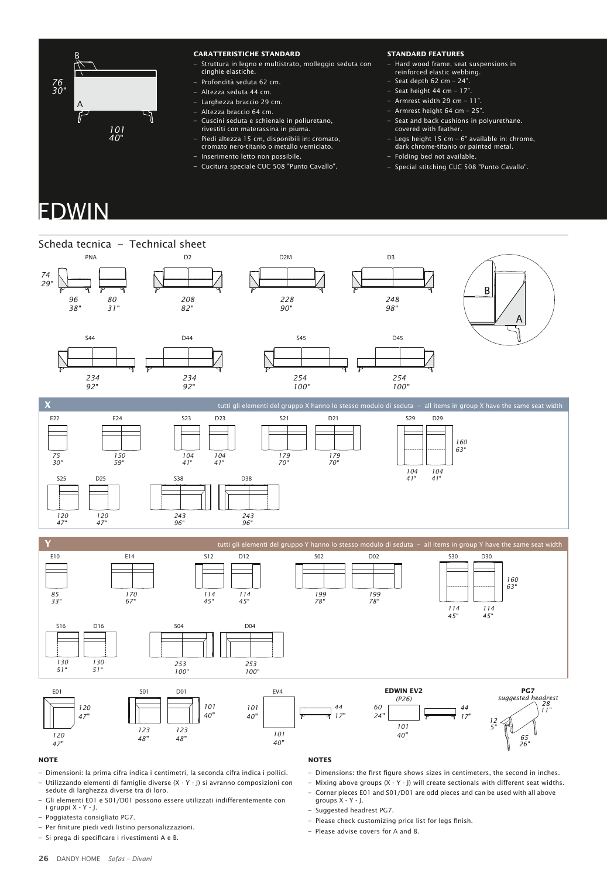76
30"

B

A

101
40"

**CARATTERISTICHE STANDARD**

- Struttura in legno e multistrato, molleggio seduta con cinghie elastiche.
- Profondità seduta 62 cm.
- Altezza seduta 44 cm.
- Larghezza braccio 29 cm.
- Altezza braccio 64 cm.
- Cuscini seduta e schienale in poliuretano, rivestiti con materassina in piuma.
- Piedi altezza 15 cm, disponibili in: cromato, cromato nero-titanio o metallo verniciato.
- Inserimento letto non possibile.
- Cucitura speciale CUC 508 "Punto Cavallo".

**STANDARD FEATURES**

- Hard wood frame, seat suspensions in reinforced elastic webbing.
- Seat depth 62 cm – 24".
- Seat height 44 cm – 17".
- Armrest width 29 cm – 11".
- Armrest height 64 cm – 25".
- Seat and back cushions in polyurethane. covered with feather.
- Legs height 15 cm – 6" available in: chrome, dark chrome-titanio or painted metal.
- Folding bed not available.
- Special stitching CUC 508 "Punto Cavallo".

# EDWIN

## Scheda tecnica – Technical sheet

74
29"

PNA: 96 / 38" – 80 / 31"

D2: 208 / 82"

D2M: 228 / 90"

D3: 248 / 98"

B

A

S44: 234 / 92"

D44: 234 / 92"

S45: 254 / 100"

D45: 254 / 100"

**X** tutti gli elementi del gruppo X hanno lo stesso modulo di seduta – all items in group X have the same seat width

E22: 75 / 30"

E24: 150 / 59"

S23: 104 / 41"

D23: 104 / 41"

S21: 179 / 70"

D21: 179 / 70"

S29: 104 / 41"

D29: 104 / 41"

160
63"

S25: 120 / 47"

D25: 120 / 47"

S38: 243 / 96"

D38: 243 / 96"

**Y** tutti gli elementi del gruppo Y hanno lo stesso modulo di seduta – all items in group Y have the same seat width

E10: 85 / 33"

E14: 170 / 67"

S12: 114 / 45"

D12: 114 / 45"

S02: 199 / 78"

D02: 199 / 78"

S30: 114 / 45"

D30: 114 / 45"

160
63"

S16: 130 / 51"

D16: 130 / 51"

S04: 253 / 100"

D04: 253 / 100"

E01: 120 / 47" – 120 / 47"

S01: 123 / 48"

D01: 123 / 48"

101
40"

EV4: 101 / 40" – 101 / 40" – 44 / 17"

**EDWIN EV2**
*(P26)*
60 / 24" – 101 / 40" – 44 / 17"

**PG7**
*suggested headrest*
28 / 11" – 12 / 5" – 65 / 26"

**NOTE**

- Dimensioni: la prima cifra indica i centimetri, la seconda cifra indica i pollici.
- Utilizzando elementi di famiglie diverse (X - Y - J) si avranno composizioni con sedute di larghezza diverse tra di loro.
- Gli elementi E01 e S01/D01 possono essere utilizzati indifferentemente con i gruppi X - Y - J.
- Poggiatesta consigliato PG7.
- Per finiture piedi vedi listino personalizzazioni.
- Si prega di specificare i rivestimenti A e B.

**NOTES**

- Dimensions: the first figure shows sizes in centimeters, the second in inches.
- Mixing above groups (X - Y - J) will create sectionals with different seat widths.
- Corner pieces E01 and S01/D01 are odd pieces and can be used with all above groups X - Y - J.
- Suggested headrest PG7.
- Please check customizing price list for legs finish.
- Please advise covers for A and B.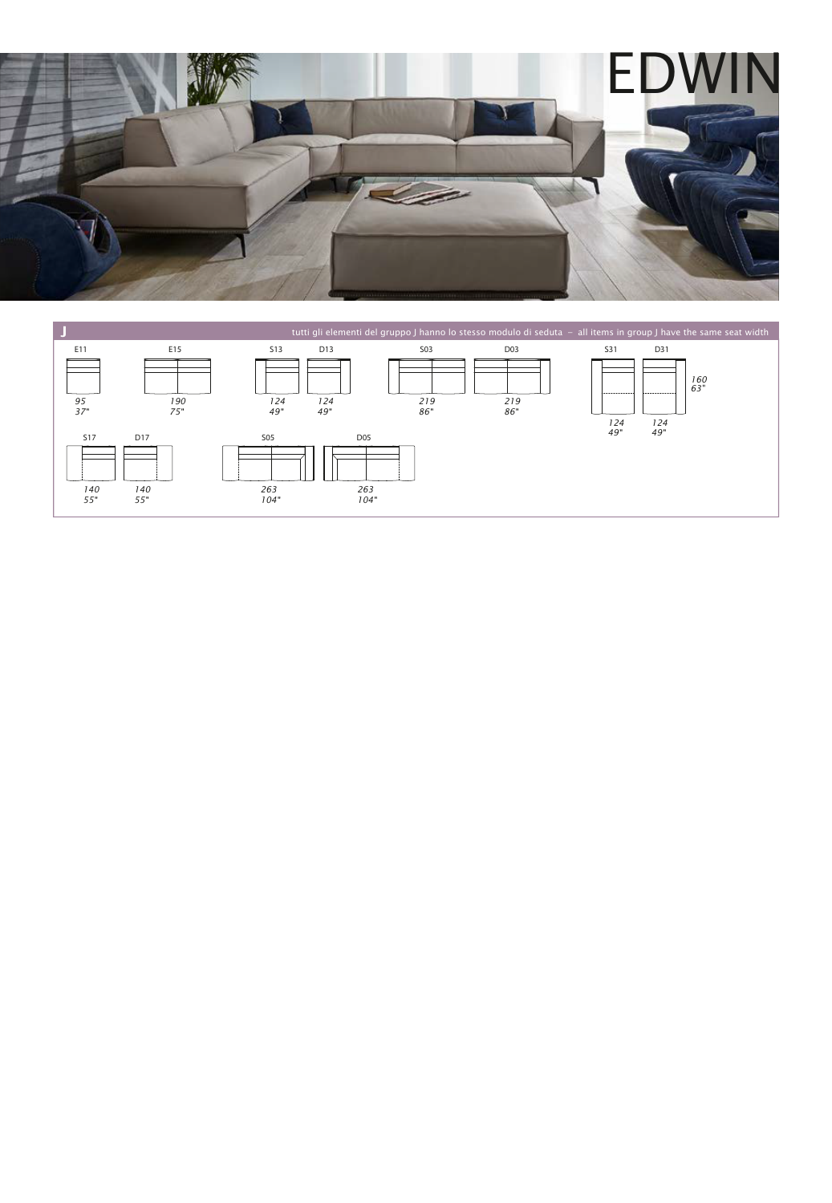# EDWIN

**J** tutti gli elementi del gruppo J hanno lo stesso modulo di seduta – all items in group J have the same seat width

E11
*95*
*37"*

E15
*190*
*75"*

S13
*124*
*49"*

D13
*124*
*49"*

S03
*219*
*86"*

D03
*219*
*86"*

S31
*124*
*49"*

D31
*124*
*49"*

*160*
*63"*

S17
*140*
*55"*

D17
*140*
*55"*

S05
*263*
*104"*

D05
*263*
*104"*